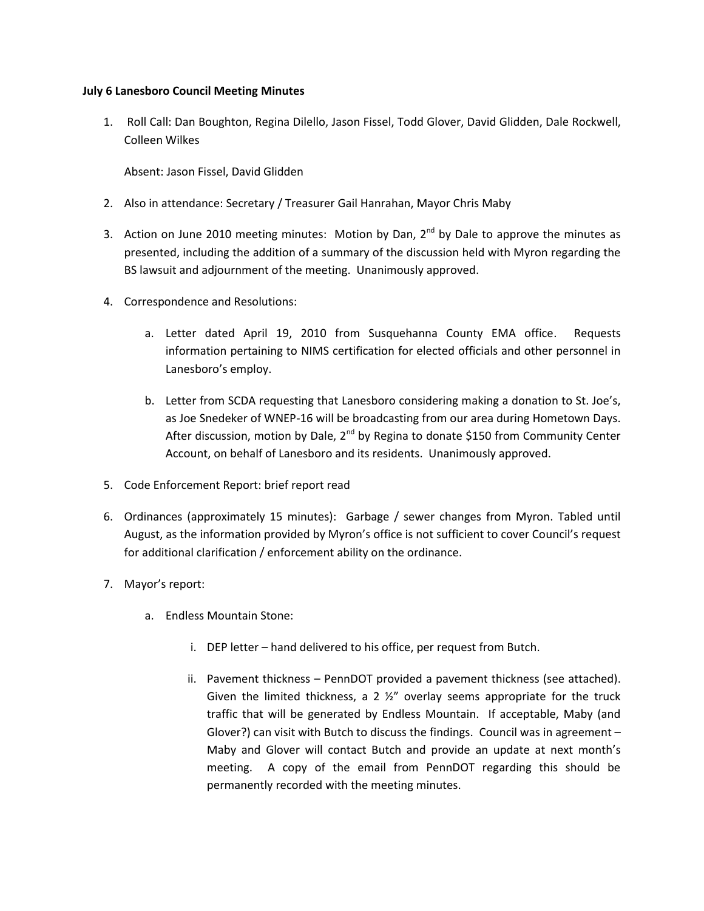**July 6 Lanesboro Council Meeting Minutes**

1. Roll Call: Dan Boughton, Regina Dilello, Jason Fissel, Todd Glover, David Glidden, Dale Rockwell, Colleen Wilkes

   Absent: Jason Fissel, David Glidden

2. Also in attendance: Secretary / Treasurer Gail Hanrahan, Mayor Chris Maby

3. Action on June 2010 meeting minutes: Motion by Dan, 2nd by Dale to approve the minutes as presented, including the addition of a summary of the discussion held with Myron regarding the BS lawsuit and adjournment of the meeting. Unanimously approved.

4. Correspondence and Resolutions:

   a. Letter dated April 19, 2010 from Susquehanna County EMA office. Requests information pertaining to NIMS certification for elected officials and other personnel in Lanesboro's employ.

   b. Letter from SCDA requesting that Lanesboro considering making a donation to St. Joe's, as Joe Snedeker of WNEP-16 will be broadcasting from our area during Hometown Days. After discussion, motion by Dale, 2nd by Regina to donate $150 from Community Center Account, on behalf of Lanesboro and its residents. Unanimously approved.

5. Code Enforcement Report: brief report read

6. Ordinances (approximately 15 minutes): Garbage / sewer changes from Myron. Tabled until August, as the information provided by Myron's office is not sufficient to cover Council's request for additional clarification / enforcement ability on the ordinance.

7. Mayor's report:

   a. Endless Mountain Stone:

      i. DEP letter – hand delivered to his office, per request from Butch.

      ii. Pavement thickness – PennDOT provided a pavement thickness (see attached). Given the limited thickness, a 2 ½" overlay seems appropriate for the truck traffic that will be generated by Endless Mountain. If acceptable, Maby (and Glover?) can visit with Butch to discuss the findings. Council was in agreement – Maby and Glover will contact Butch and provide an update at next month's meeting. A copy of the email from PennDOT regarding this should be permanently recorded with the meeting minutes.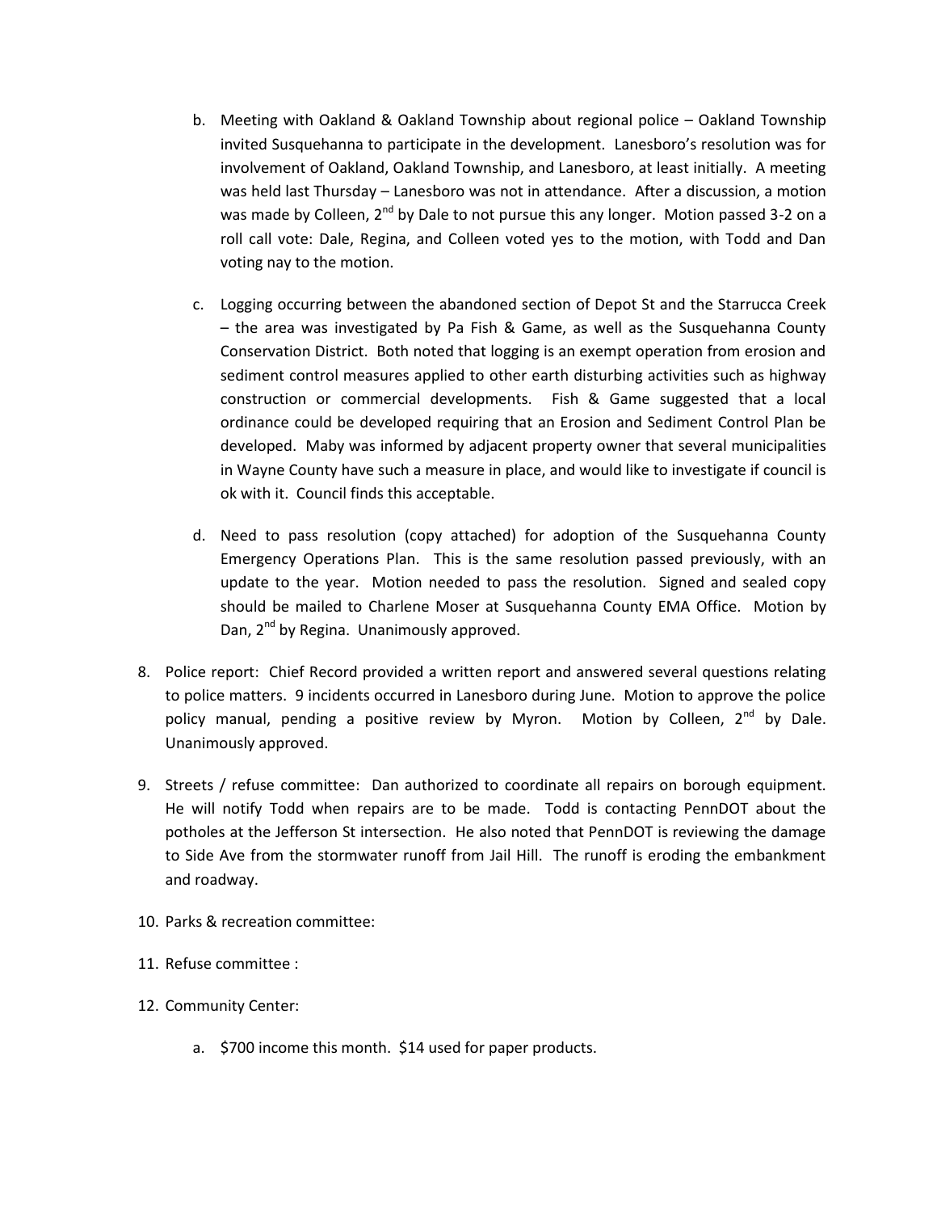b. Meeting with Oakland & Oakland Township about regional police – Oakland Township invited Susquehanna to participate in the development. Lanesboro's resolution was for involvement of Oakland, Oakland Township, and Lanesboro, at least initially. A meeting was held last Thursday – Lanesboro was not in attendance. After a discussion, a motion was made by Colleen, 2nd by Dale to not pursue this any longer. Motion passed 3-2 on a roll call vote: Dale, Regina, and Colleen voted yes to the motion, with Todd and Dan voting nay to the motion.

   c. Logging occurring between the abandoned section of Depot St and the Starrucca Creek – the area was investigated by Pa Fish & Game, as well as the Susquehanna County Conservation District. Both noted that logging is an exempt operation from erosion and sediment control measures applied to other earth disturbing activities such as highway construction or commercial developments. Fish & Game suggested that a local ordinance could be developed requiring that an Erosion and Sediment Control Plan be developed. Maby was informed by adjacent property owner that several municipalities in Wayne County have such a measure in place, and would like to investigate if council is ok with it. Council finds this acceptable.

   d. Need to pass resolution (copy attached) for adoption of the Susquehanna County Emergency Operations Plan. This is the same resolution passed previously, with an update to the year. Motion needed to pass the resolution. Signed and sealed copy should be mailed to Charlene Moser at Susquehanna County EMA Office. Motion by Dan, 2nd by Regina. Unanimously approved.

8. Police report: Chief Record provided a written report and answered several questions relating to police matters. 9 incidents occurred in Lanesboro during June. Motion to approve the police policy manual, pending a positive review by Myron. Motion by Colleen, 2nd by Dale. Unanimously approved.

9. Streets / refuse committee: Dan authorized to coordinate all repairs on borough equipment. He will notify Todd when repairs are to be made. Todd is contacting PennDOT about the potholes at the Jefferson St intersection. He also noted that PennDOT is reviewing the damage to Side Ave from the stormwater runoff from Jail Hill. The runoff is eroding the embankment and roadway.

10. Parks & recreation committee:

11. Refuse committee :

12. Community Center:

    a. $700 income this month. $14 used for paper products.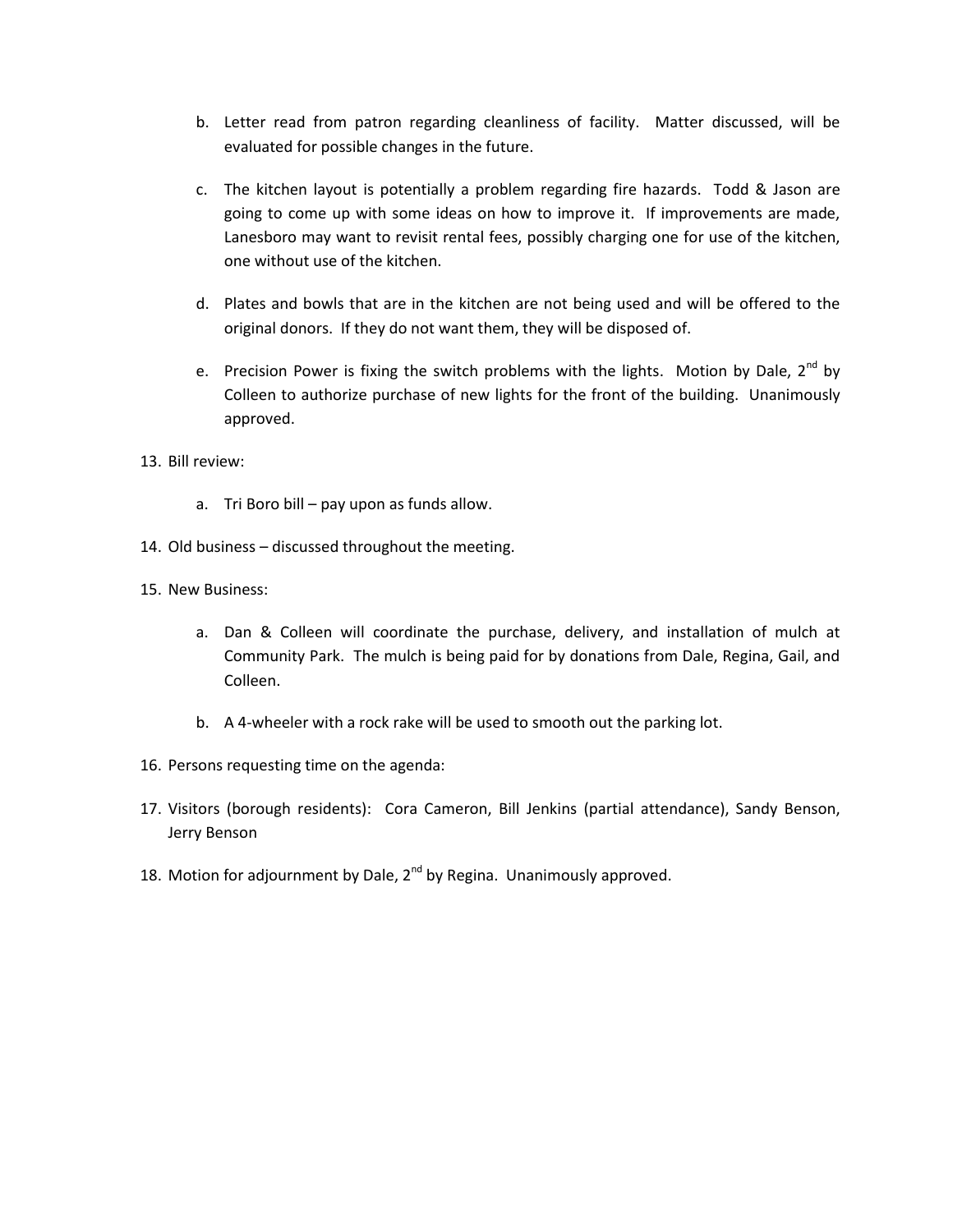b. Letter read from patron regarding cleanliness of facility. Matter discussed, will be evaluated for possible changes in the future.

c. The kitchen layout is potentially a problem regarding fire hazards. Todd & Jason are going to come up with some ideas on how to improve it. If improvements are made, Lanesboro may want to revisit rental fees, possibly charging one for use of the kitchen, one without use of the kitchen.

d. Plates and bowls that are in the kitchen are not being used and will be offered to the original donors. If they do not want them, they will be disposed of.

e. Precision Power is fixing the switch problems with the lights. Motion by Dale, 2nd by Colleen to authorize purchase of new lights for the front of the building. Unanimously approved.

13. Bill review:

    a. Tri Boro bill – pay upon as funds allow.

14. Old business – discussed throughout the meeting.

15. New Business:

    a. Dan & Colleen will coordinate the purchase, delivery, and installation of mulch at Community Park. The mulch is being paid for by donations from Dale, Regina, Gail, and Colleen.

    b. A 4-wheeler with a rock rake will be used to smooth out the parking lot.

16. Persons requesting time on the agenda:

17. Visitors (borough residents): Cora Cameron, Bill Jenkins (partial attendance), Sandy Benson, Jerry Benson

18. Motion for adjournment by Dale, 2nd by Regina. Unanimously approved.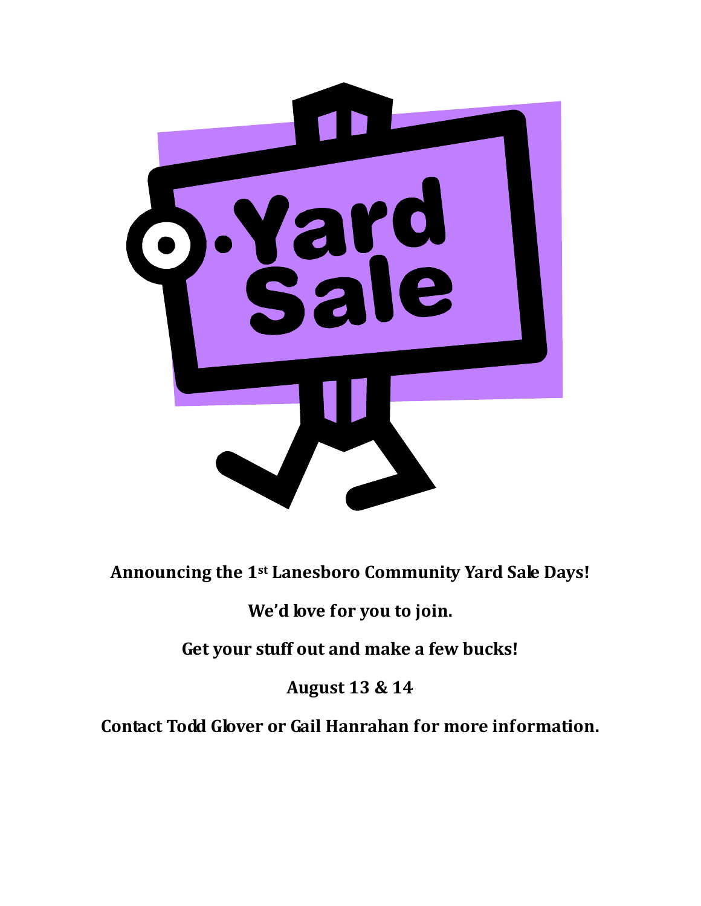**Announcing the 1st Lanesboro Community Yard Sale Days!**

**We'd love for you to join.**

**Get your stuff out and make a few bucks!**

**August 13 & 14**

**Contact Todd Glover or Gail Hanrahan for more information.**